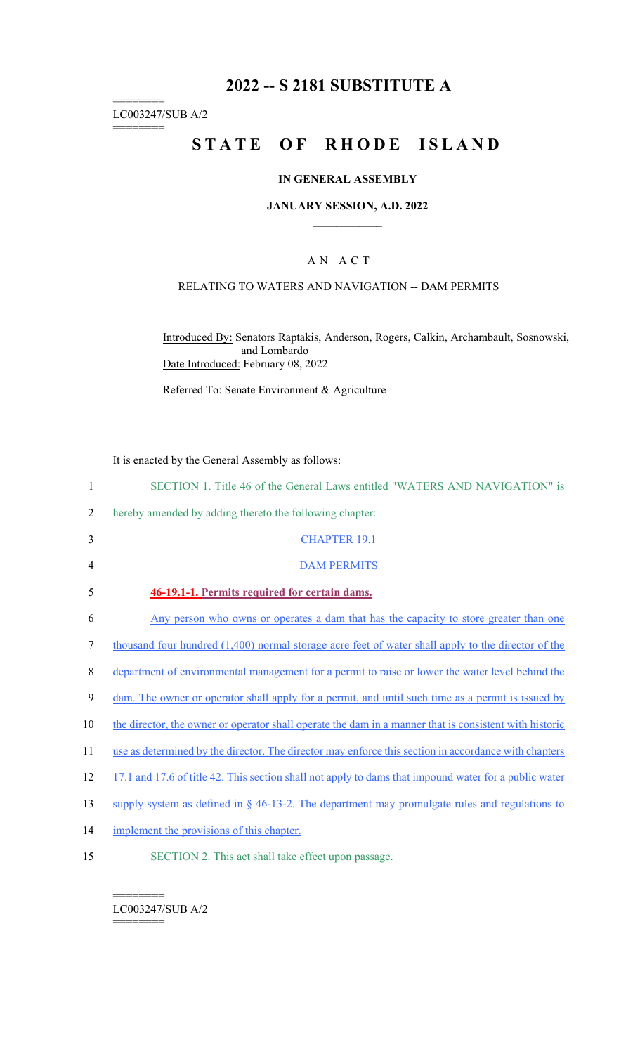# 2022 -- S 2181 SUBSTITUTE A

LC003247/SUB A/2

## STATE OF RHODE ISLAND

### IN GENERAL ASSEMBLY

### JANUARY SESSION, A.D. 2022

AN ACT

RELATING TO WATERS AND NAVIGATION -- DAM PERMITS

Introduced By: Senators Raptakis, Anderson, Rogers, Calkin, Archambault, Sosnowski, and Lombardo

Date Introduced: February 08, 2022

Referred To: Senate Environment & Agriculture

It is enacted by the General Assembly as follows:

1 SECTION 1. Title 46 of the General Laws entitled "WATERS AND NAVIGATION" is
2 hereby amended by adding thereto the following chapter:

3 CHAPTER 19.1

4 DAM PERMITS

5 **46-19.1-1. Permits required for certain dams.**

6 Any person who owns or operates a dam that has the capacity to store greater than one
7 thousand four hundred (1,400) normal storage acre feet of water shall apply to the director of the
8 department of environmental management for a permit to raise or lower the water level behind the
9 dam. The owner or operator shall apply for a permit, and until such time as a permit is issued by
10 the director, the owner or operator shall operate the dam in a manner that is consistent with historic
11 use as determined by the director. The director may enforce this section in accordance with chapters
12 17.1 and 17.6 of title 42. This section shall not apply to dams that impound water for a public water
13 supply system as defined in § 46-13-2. The department may promulgate rules and regulations to
14 implement the provisions of this chapter.

15 SECTION 2. This act shall take effect upon passage.

LC003247/SUB A/2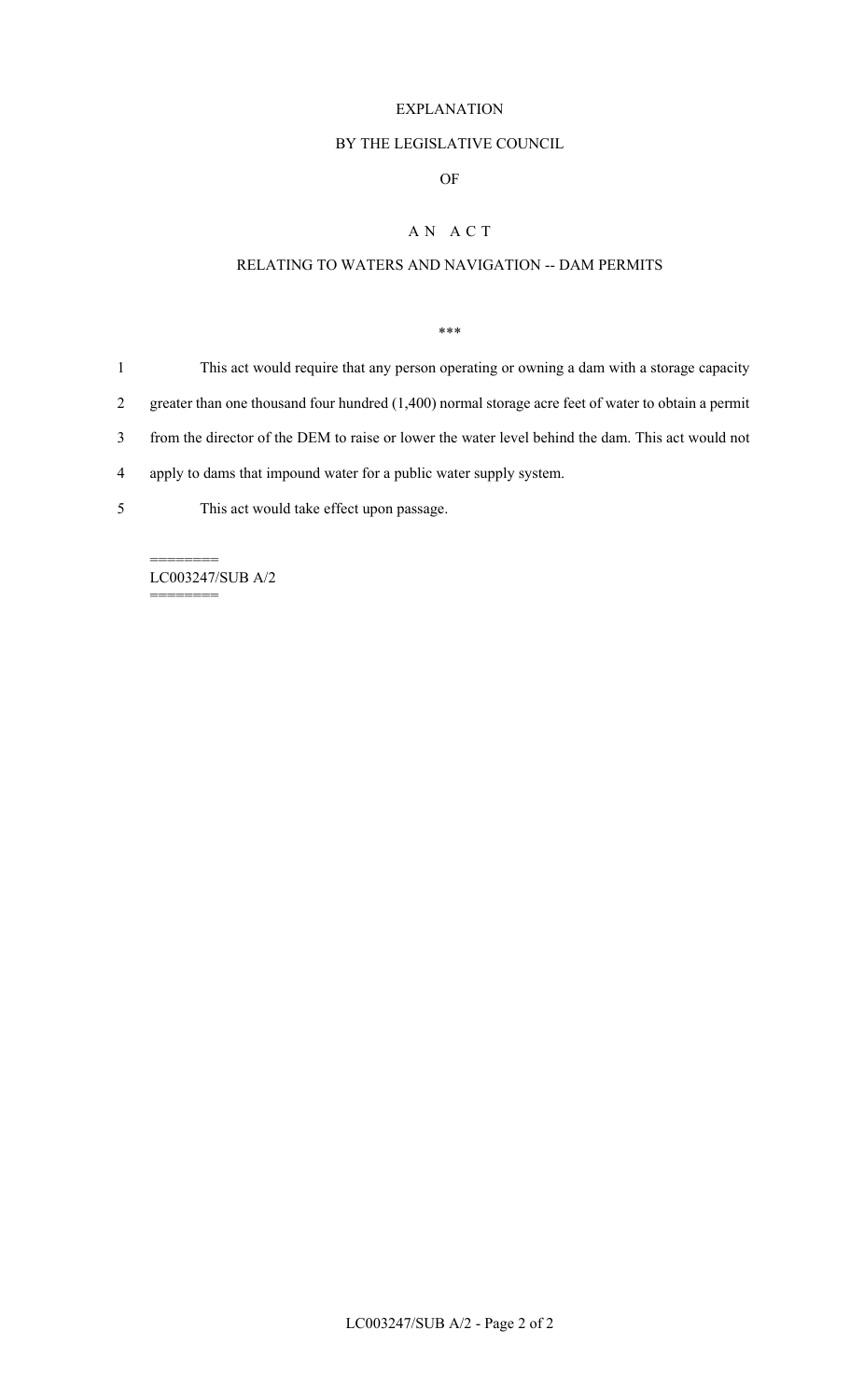EXPLANATION

BY THE LEGISLATIVE COUNCIL

OF

A N A C T

RELATING TO WATERS AND NAVIGATION -- DAM PERMITS

\*\*\*

This act would require that any person operating or owning a dam with a storage capacity greater than one thousand four hundred (1,400) normal storage acre feet of water to obtain a permit from the director of the DEM to raise or lower the water level behind the dam. This act would not apply to dams that impound water for a public water supply system.

This act would take effect upon passage.

========
LC003247/SUB A/2
========